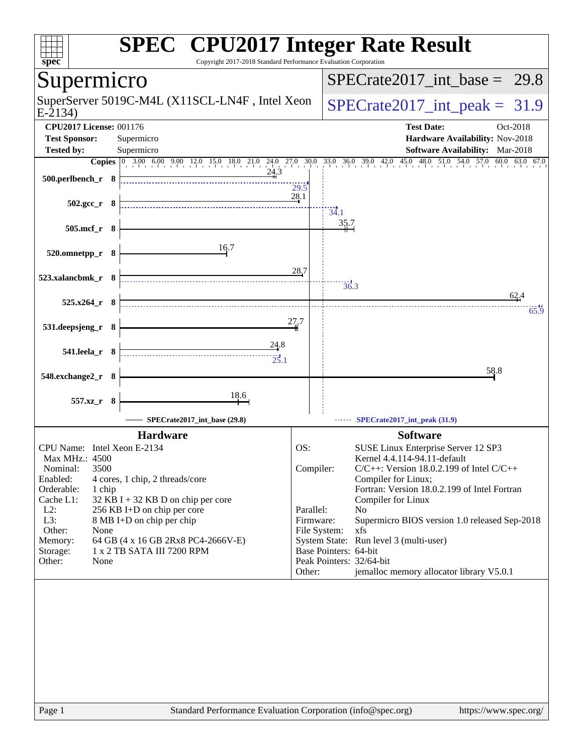# SPEC CPU2017 Integer Rate Result

Copyright 2017-2018 Standard Performance Evaluation Corporation

## Supermicro

SuperServer 5019C-M4L (X11SCL-LN4F , Intel Xeon E-2134)

SPECrate2017_int_base = 29.8

SPECrate2017_int_peak = 31.9

**CPU2017 License:** 001176
**Test Sponsor:** Supermicro
**Tested by:** Supermicro

**Test Date:** Oct-2018
**Hardware Availability:** Nov-2018
**Software Availability:** Mar-2018

| Benchmark | Copies | Base | Peak |
|---|---|---|---|
| 500.perlbench_r | 8 | 24.3 | 29.5 |
| 502.gcc_r | 8 | 28.1 | 34.1 |
| 505.mcf_r | 8 | 35.7 | |
| 520.omnetpp_r | 8 | 16.7 | |
| 523.xalancbmk_r | 8 | 28.7 | 36.3 |
| 525.x264_r | 8 | 62.4 | 65.9 |
| 531.deepsjeng_r | 8 | 27.7 | |
| 541.leela_r | 8 | 24.8 | 25.1 |
| 548.exchange2_r | 8 | 58.8 | |
| 557.xz_r | 8 | 18.6 | |

SPECrate2017_int_base (29.8) — SPECrate2017_int_peak (31.9)

### Hardware

| | |
|---|---|
| CPU Name: | Intel Xeon E-2134 |
| Max MHz.: | 4500 |
| Nominal: | 3500 |
| Enabled: | 4 cores, 1 chip, 2 threads/core |
| Orderable: | 1 chip |
| Cache L1: | 32 KB I + 32 KB D on chip per core |
| L2: | 256 KB I+D on chip per core |
| L3: | 8 MB I+D on chip per chip |
| Other: | None |
| Memory: | 64 GB (4 x 16 GB 2Rx8 PC4-2666V-E) |
| Storage: | 1 x 2 TB SATA III 7200 RPM |
| Other: | None |

### Software

| | |
|---|---|
| OS: | SUSE Linux Enterprise Server 12 SP3 Kernel 4.4.114-94.11-default |
| Compiler: | C/C++: Version 18.0.2.199 of Intel C/C++ Compiler for Linux; Fortran: Version 18.0.2.199 of Intel Fortran Compiler for Linux |
| Parallel: | No |
| Firmware: | Supermicro BIOS version 1.0 released Sep-2018 |
| File System: | xfs |
| System State: | Run level 3 (multi-user) |
| Base Pointers: | 64-bit |
| Peak Pointers: | 32/64-bit |
| Other: | jemalloc memory allocator library V5.0.1 |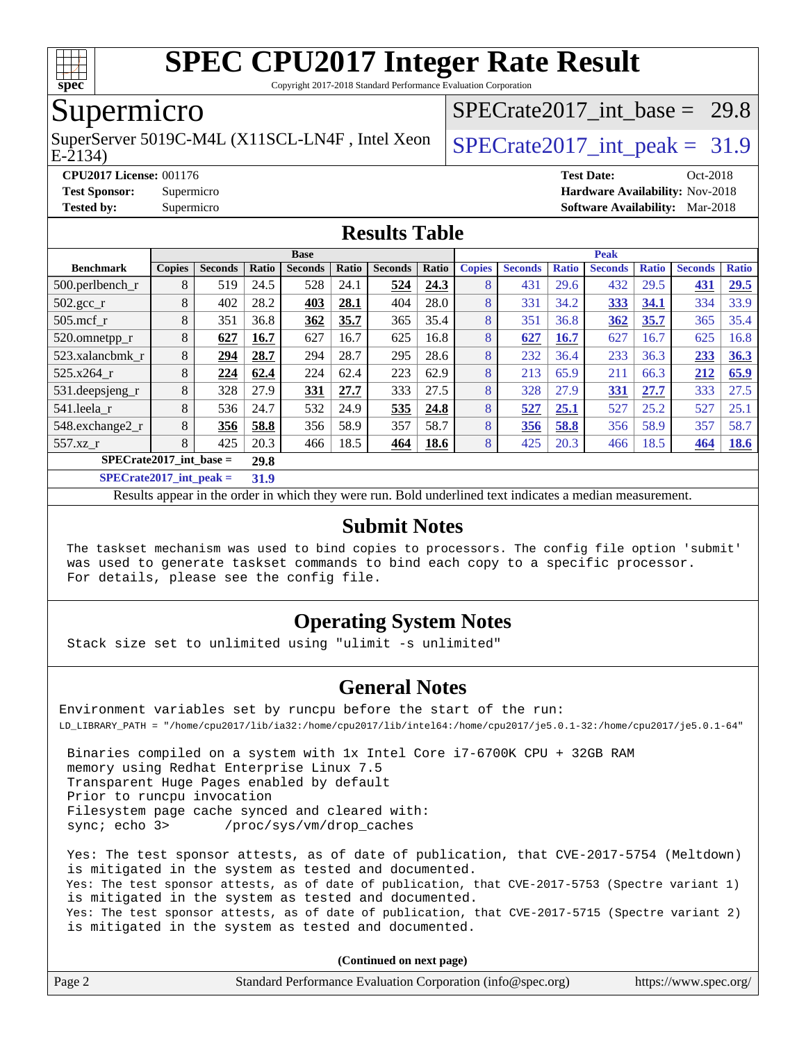# SPEC CPU2017 Integer Rate Result

Copyright 2017-2018 Standard Performance Evaluation Corporation

## Supermicro

SuperServer 5019C-M4L (X11SCL-LN4F , Intel Xeon E-2134)

SPECrate2017_int_base = 29.8

SPECrate2017_int_peak = 31.9

**CPU2017 License:** 001176
**Test Sponsor:** Supermicro
**Tested by:** Supermicro

**Test Date:** Oct-2018
**Hardware Availability:** Nov-2018
**Software Availability:** Mar-2018

## Results Table

| Benchmark | Base | | | | | | | Peak | | | | | | |
|---|---|---|---|---|---|---|---|---|---|---|---|---|---|---|
| | Copies | Seconds | Ratio | Seconds | Ratio | Seconds | Ratio | Copies | Seconds | Ratio | Seconds | Ratio | Seconds | Ratio |
| 500.perlbench_r | 8 | 519 | 24.5 | 528 | 24.1 | **524** | **24.3** | 8 | 431 | 29.6 | 432 | 29.5 | **431** | **29.5** |
| 502.gcc_r | 8 | 402 | 28.2 | **403** | **28.1** | 404 | 28.0 | 8 | 331 | 34.2 | **333** | **34.1** | 334 | 33.9 |
| 505.mcf_r | 8 | 351 | 36.8 | **362** | **35.7** | 365 | 35.4 | 8 | 351 | 36.8 | **362** | **35.7** | 365 | 35.4 |
| 520.omnetpp_r | 8 | **627** | **16.7** | 627 | 16.7 | 625 | 16.8 | 8 | **627** | **16.7** | 627 | 16.7 | 625 | 16.8 |
| 523.xalancbmk_r | 8 | **294** | **28.7** | 294 | 28.7 | 295 | 28.6 | 8 | 232 | 36.4 | 233 | 36.3 | **233** | **36.3** |
| 525.x264_r | 8 | **224** | **62.4** | 224 | 62.4 | 223 | 62.9 | 8 | 213 | 65.9 | 211 | 66.3 | **212** | **65.9** |
| 531.deepsjeng_r | 8 | 328 | 27.9 | **331** | **27.7** | 333 | 27.5 | 8 | 328 | 27.9 | **331** | **27.7** | 333 | 27.5 |
| 541.leela_r | 8 | 536 | 24.7 | 532 | 24.9 | **535** | **24.8** | 8 | **527** | **25.1** | 527 | 25.2 | 527 | 25.1 |
| 548.exchange2_r | 8 | **356** | **58.8** | 356 | 58.9 | 357 | 58.7 | 8 | **356** | **58.8** | 356 | 58.9 | 357 | 58.7 |
| 557.xz_r | 8 | 425 | 20.3 | 466 | 18.5 | **464** | **18.6** | 8 | 425 | 20.3 | 466 | 18.5 | **464** | **18.6** |

**SPECrate2017_int_base = 29.8**

**SPECrate2017_int_peak = 31.9**

Results appear in the order in which they were run. Bold underlined text indicates a median measurement.

## Submit Notes

The taskset mechanism was used to bind copies to processors. The config file option 'submit' was used to generate taskset commands to bind each copy to a specific processor. For details, please see the config file.

## Operating System Notes

Stack size set to unlimited using "ulimit -s unlimited"

## General Notes

Environment variables set by runcpu before the start of the run:
LD_LIBRARY_PATH = "/home/cpu2017/lib/ia32:/home/cpu2017/lib/intel64:/home/cpu2017/je5.0.1-32:/home/cpu2017/je5.0.1-64"

Binaries compiled on a system with 1x Intel Core i7-6700K CPU + 32GB RAM memory using Redhat Enterprise Linux 7.5
Transparent Huge Pages enabled by default
Prior to runcpu invocation
Filesystem page cache synced and cleared with:
sync; echo 3>       /proc/sys/vm/drop_caches

Yes: The test sponsor attests, as of date of publication, that CVE-2017-5754 (Meltdown) is mitigated in the system as tested and documented.
Yes: The test sponsor attests, as of date of publication, that CVE-2017-5753 (Spectre variant 1) is mitigated in the system as tested and documented.
Yes: The test sponsor attests, as of date of publication, that CVE-2017-5715 (Spectre variant 2) is mitigated in the system as tested and documented.

**(Continued on next page)**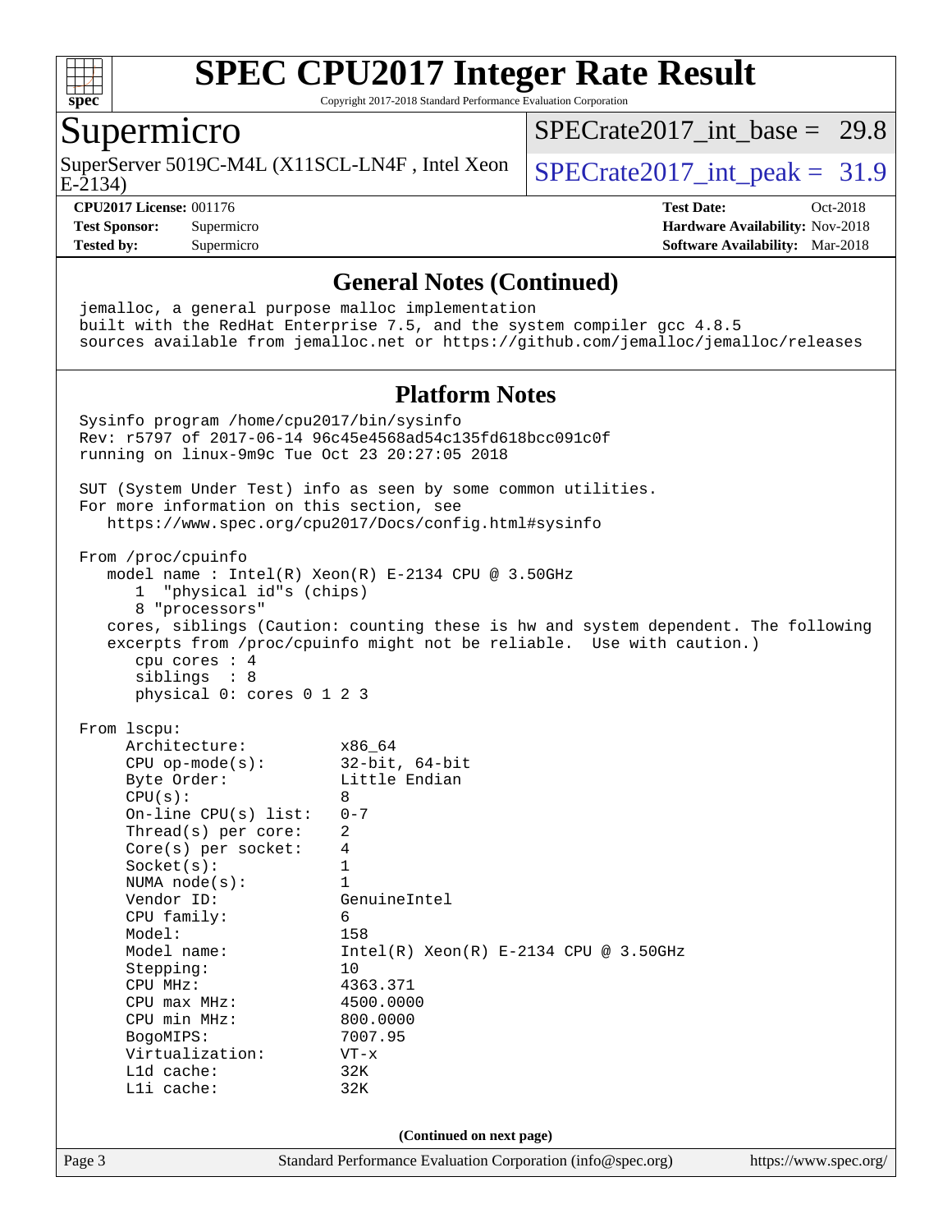# SPEC CPU2017 Integer Rate Result

Copyright 2017-2018 Standard Performance Evaluation Corporation

## Supermicro

SuperServer 5019C-M4L (X11SCL-LN4F , Intel Xeon E-2134)

SPECrate2017_int_base = 29.8

SPECrate2017_int_peak = 31.9

**CPU2017 License:** 001176
**Test Sponsor:** Supermicro
**Tested by:** Supermicro

**Test Date:** Oct-2018
**Hardware Availability:** Nov-2018
**Software Availability:** Mar-2018

### General Notes (Continued)

```
jemalloc, a general purpose malloc implementation
built with the RedHat Enterprise 7.5, and the system compiler gcc 4.8.5
sources available from jemalloc.net or https://github.com/jemalloc/jemalloc/releases
```

### Platform Notes

```
Sysinfo program /home/cpu2017/bin/sysinfo
Rev: r5797 of 2017-06-14 96c45e4568ad54c135fd618bcc091c0f
running on linux-9m9c Tue Oct 23 20:27:05 2018

SUT (System Under Test) info as seen by some common utilities.
For more information on this section, see
   https://www.spec.org/cpu2017/Docs/config.html#sysinfo

From /proc/cpuinfo
   model name : Intel(R) Xeon(R) E-2134 CPU @ 3.50GHz
      1  "physical id"s (chips)
      8 "processors"
   cores, siblings (Caution: counting these is hw and system dependent. The following
   excerpts from /proc/cpuinfo might not be reliable.  Use with caution.)
      cpu cores : 4
      siblings  : 8
      physical 0: cores 0 1 2 3

From lscpu:
     Architecture:          x86_64
     CPU op-mode(s):        32-bit, 64-bit
     Byte Order:            Little Endian
     CPU(s):                8
     On-line CPU(s) list:   0-7
     Thread(s) per core:    2
     Core(s) per socket:    4
     Socket(s):             1
     NUMA node(s):          1
     Vendor ID:             GenuineIntel
     CPU family:            6
     Model:                 158
     Model name:            Intel(R) Xeon(R) E-2134 CPU @ 3.50GHz
     Stepping:              10
     CPU MHz:               4363.371
     CPU max MHz:           4500.0000
     CPU min MHz:           800.0000
     BogoMIPS:              7007.95
     Virtualization:        VT-x
     L1d cache:             32K
     L1i cache:             32K
```

(Continued on next page)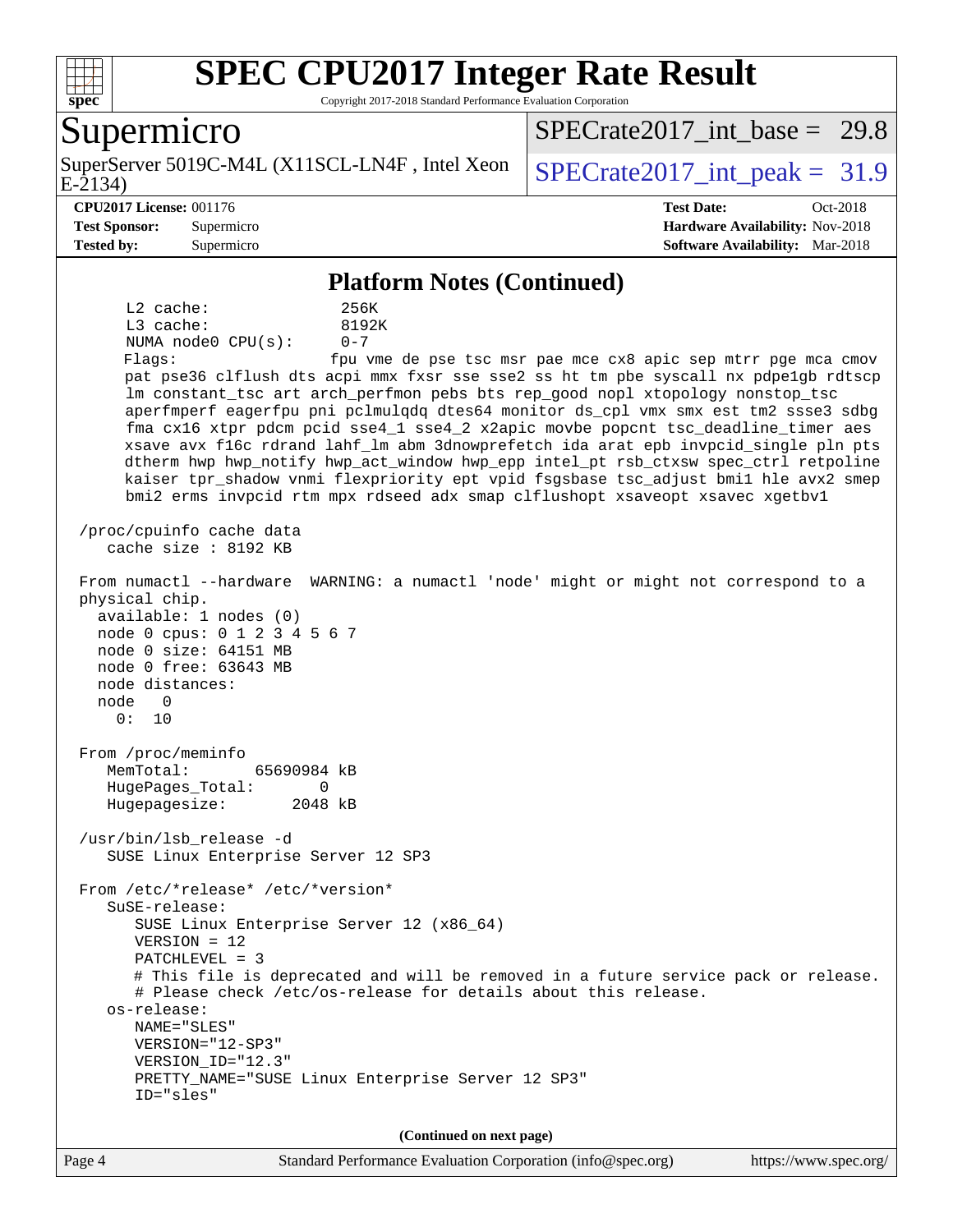## Platform Notes (Continued)

```
      L2 cache:              256K
      L3 cache:              8192K
      NUMA node0 CPU(s):     0-7
      Flags:                 fpu vme de pse tsc msr pae mce cx8 apic sep mtrr pge mca cmov
      pat pse36 clflush dts acpi mmx fxsr sse sse2 ss ht tm pbe syscall nx pdpe1gb rdtscp
      lm constant_tsc art arch_perfmon pebs bts rep_good nopl xtopology nonstop_tsc
      aperfmperf eagerfpu pni pclmulqdq dtes64 monitor ds_cpl vmx smx est tm2 ssse3 sdbg
      fma cx16 xtpr pdcm pcid sse4_1 sse4_2 x2apic movbe popcnt tsc_deadline_timer aes
      xsave avx f16c rdrand lahf_lm abm 3dnowprefetch ida arat epb invpcid_single pln pts
      dtherm hwp hwp_notify hwp_act_window hwp_epp intel_pt rsb_ctxsw spec_ctrl retpoline
      kaiser tpr_shadow vnmi flexpriority ept vpid fsgsbase tsc_adjust bmi1 hle avx2 smep
      bmi2 erms invpcid rtm mpx rdseed adx smap clflushopt xsaveopt xsavec xgetbv1

 /proc/cpuinfo cache data
    cache size : 8192 KB

 From numactl --hardware  WARNING: a numactl 'node' might or might not correspond to a
 physical chip.
   available: 1 nodes (0)
   node 0 cpus: 0 1 2 3 4 5 6 7
   node 0 size: 64151 MB
   node 0 free: 63643 MB
   node distances:
   node   0
     0:  10

 From /proc/meminfo
    MemTotal:       65690984 kB
    HugePages_Total:       0
    Hugepagesize:       2048 kB

 /usr/bin/lsb_release -d
    SUSE Linux Enterprise Server 12 SP3

 From /etc/*release* /etc/*version*
    SuSE-release:
       SUSE Linux Enterprise Server 12 (x86_64)
       VERSION = 12
       PATCHLEVEL = 3
       # This file is deprecated and will be removed in a future service pack or release.
       # Please check /etc/os-release for details about this release.
    os-release:
       NAME="SLES"
       VERSION="12-SP3"
       VERSION_ID="12.3"
       PRETTY_NAME="SUSE Linux Enterprise Server 12 SP3"
       ID="sles"
```

(Continued on next page)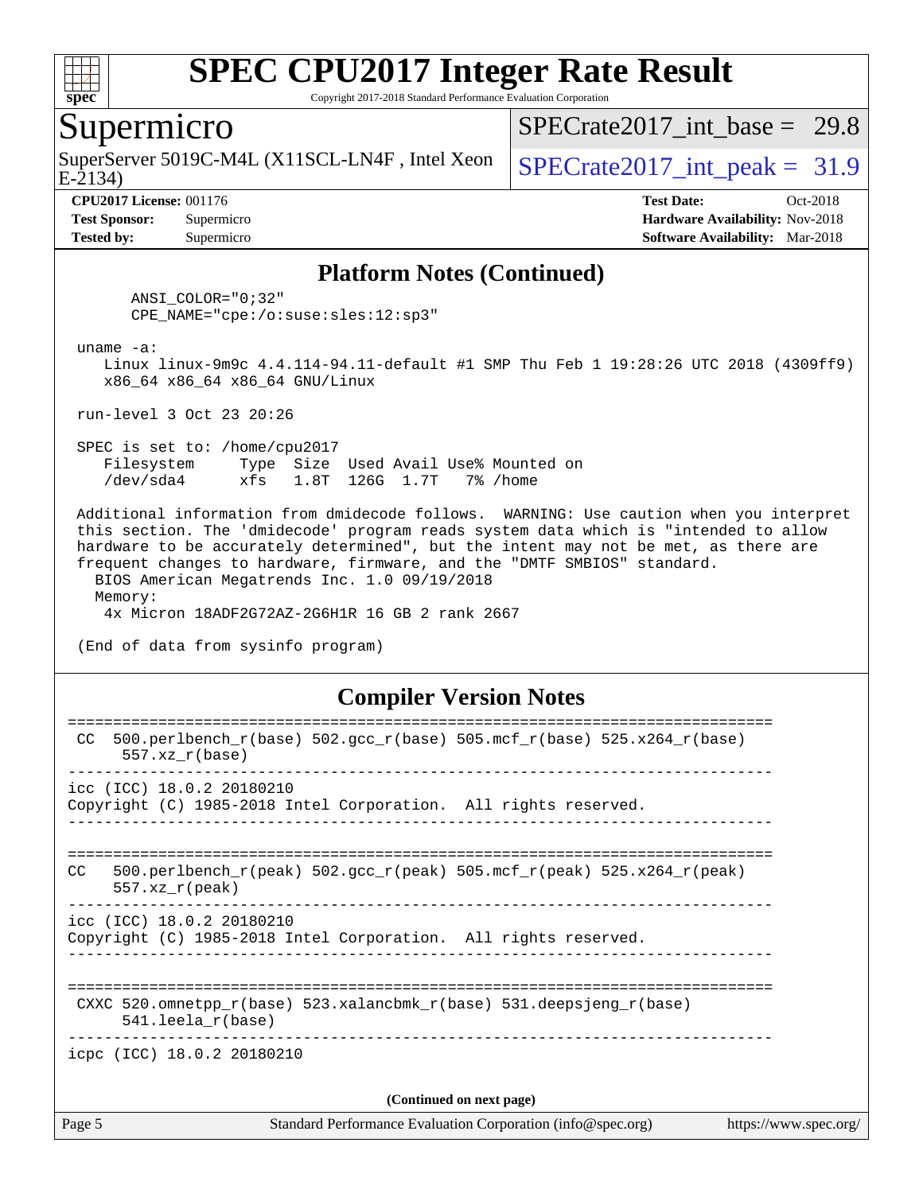## Platform Notes (Continued)

```
      ANSI_COLOR="0;32"
      CPE_NAME="cpe:/o:suse:sles:12:sp3"

 uname -a:
    Linux linux-9m9c 4.4.114-94.11-default #1 SMP Thu Feb 1 19:28:26 UTC 2018 (4309ff9)
    x86_64 x86_64 x86_64 GNU/Linux

 run-level 3 Oct 23 20:26

 SPEC is set to: /home/cpu2017
    Filesystem     Type  Size  Used Avail Use% Mounted on
    /dev/sda4      xfs   1.8T  126G  1.7T   7% /home

 Additional information from dmidecode follows.  WARNING: Use caution when you interpret
 this section. The 'dmidecode' program reads system data which is "intended to allow
 hardware to be accurately determined", but the intent may not be met, as there are
 frequent changes to hardware, firmware, and the "DMTF SMBIOS" standard.
   BIOS American Megatrends Inc. 1.0 09/19/2018
   Memory:
     4x Micron 18ADF2G72AZ-2G6H1R 16 GB 2 rank 2667

 (End of data from sysinfo program)
```

## Compiler Version Notes

```
==============================================================================
 CC  500.perlbench_r(base) 502.gcc_r(base) 505.mcf_r(base) 525.x264_r(base)
      557.xz_r(base)
------------------------------------------------------------------------------
icc (ICC) 18.0.2 20180210
Copyright (C) 1985-2018 Intel Corporation.  All rights reserved.
------------------------------------------------------------------------------

==============================================================================
CC   500.perlbench_r(peak) 502.gcc_r(peak) 505.mcf_r(peak) 525.x264_r(peak)
     557.xz_r(peak)
------------------------------------------------------------------------------
icc (ICC) 18.0.2 20180210
Copyright (C) 1985-2018 Intel Corporation.  All rights reserved.
------------------------------------------------------------------------------

==============================================================================
 CXXC 520.omnetpp_r(base) 523.xalancbmk_r(base) 531.deepsjeng_r(base)
      541.leela_r(base)
------------------------------------------------------------------------------
icpc (ICC) 18.0.2 20180210
```

(Continued on next page)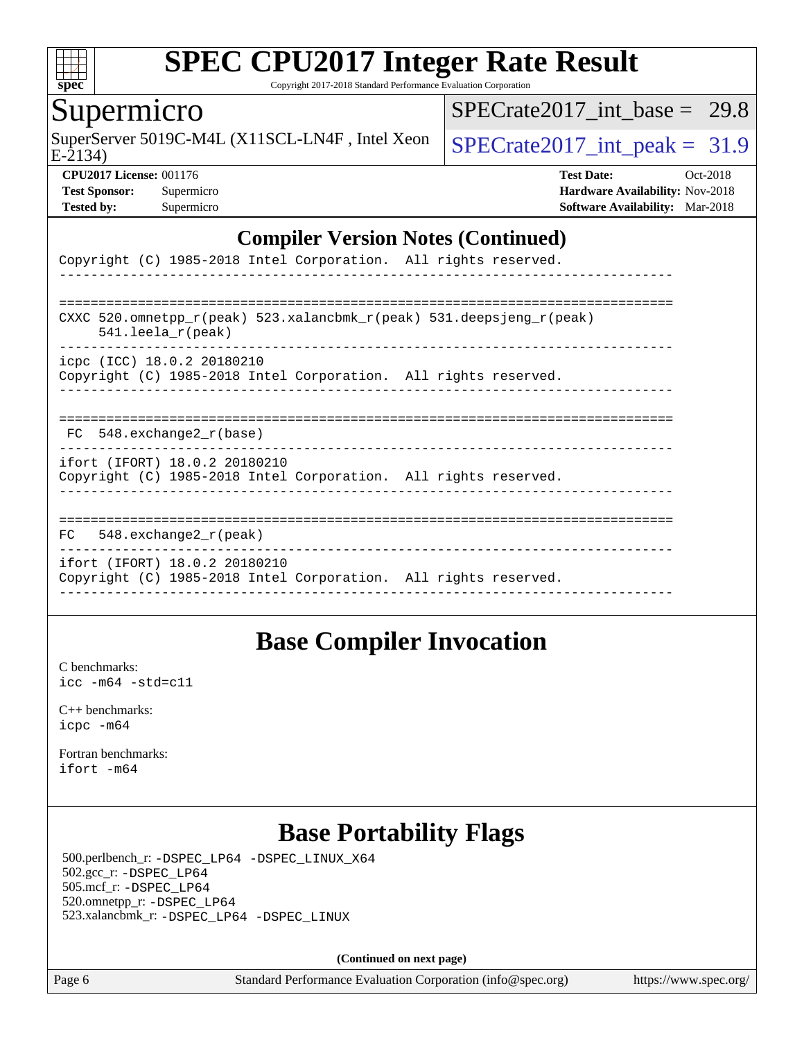## Compiler Version Notes (Continued)

```
Copyright (C) 1985-2018 Intel Corporation.  All rights reserved.
------------------------------------------------------------------------------

==============================================================================
CXXC 520.omnetpp_r(peak) 523.xalancbmk_r(peak) 531.deepsjeng_r(peak)
     541.leela_r(peak)
------------------------------------------------------------------------------
icpc (ICC) 18.0.2 20180210
Copyright (C) 1985-2018 Intel Corporation.  All rights reserved.
------------------------------------------------------------------------------

==============================================================================
 FC  548.exchange2_r(base)
------------------------------------------------------------------------------
ifort (IFORT) 18.0.2 20180210
Copyright (C) 1985-2018 Intel Corporation.  All rights reserved.
------------------------------------------------------------------------------

==============================================================================
FC   548.exchange2_r(peak)
------------------------------------------------------------------------------
ifort (IFORT) 18.0.2 20180210
Copyright (C) 1985-2018 Intel Corporation.  All rights reserved.
------------------------------------------------------------------------------
```

## Base Compiler Invocation

C benchmarks:
`icc -m64 -std=c11`

C++ benchmarks:
`icpc -m64`

Fortran benchmarks:
`ifort -m64`

## Base Portability Flags

500.perlbench_r: `-DSPEC_LP64 -DSPEC_LINUX_X64`
502.gcc_r: `-DSPEC_LP64`
505.mcf_r: `-DSPEC_LP64`
520.omnetpp_r: `-DSPEC_LP64`
523.xalancbmk_r: `-DSPEC_LP64 -DSPEC_LINUX`

**(Continued on next page)**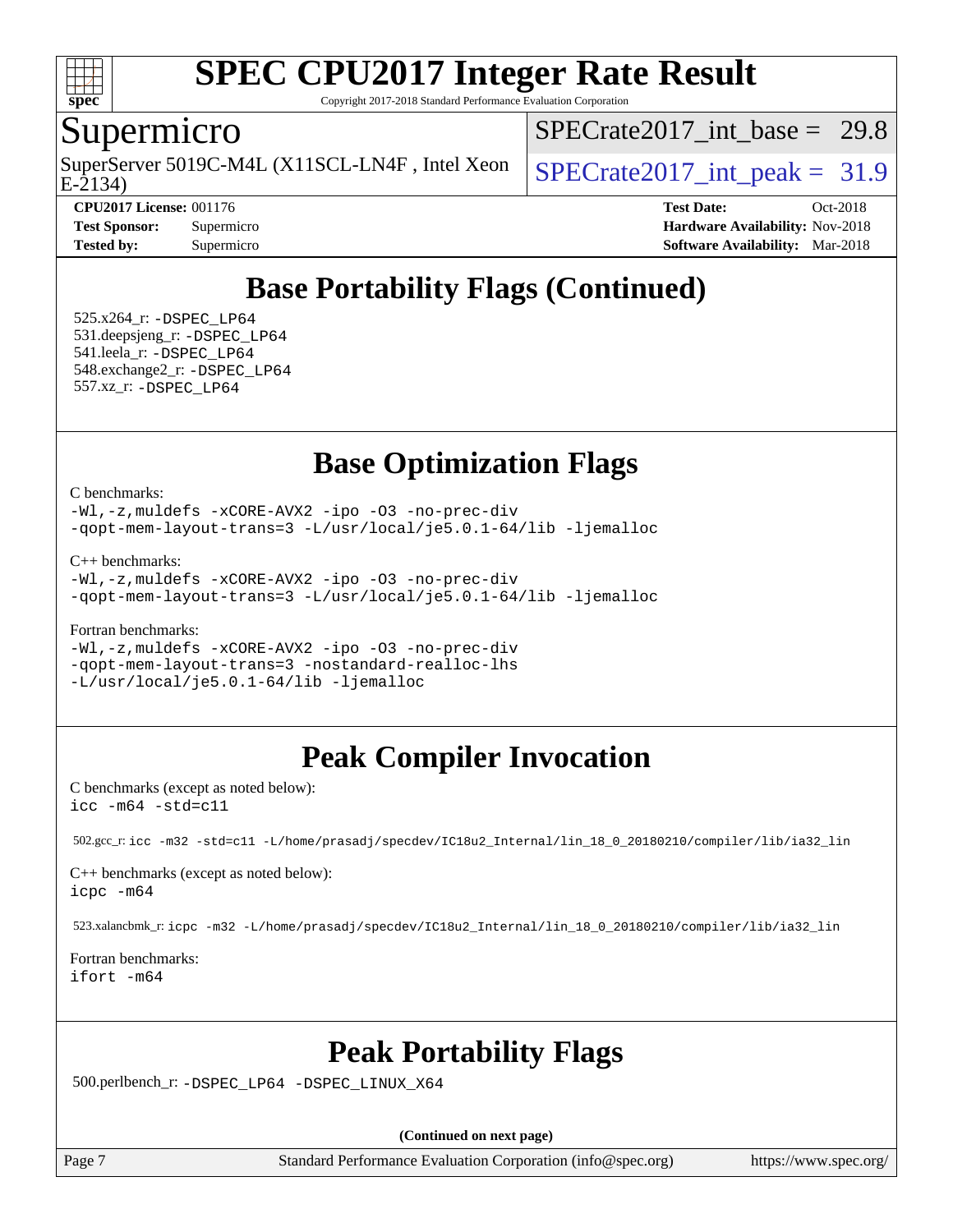## Base Portability Flags (Continued)

525.x264_r: -DSPEC_LP64
531.deepsjeng_r: -DSPEC_LP64
541.leela_r: -DSPEC_LP64
548.exchange2_r: -DSPEC_LP64
557.xz_r: -DSPEC_LP64

## Base Optimization Flags

C benchmarks:

```
-Wl,-z,muldefs -xCORE-AVX2 -ipo -O3 -no-prec-div
-qopt-mem-layout-trans=3 -L/usr/local/je5.0.1-64/lib -ljemalloc
```

C++ benchmarks:

```
-Wl,-z,muldefs -xCORE-AVX2 -ipo -O3 -no-prec-div
-qopt-mem-layout-trans=3 -L/usr/local/je5.0.1-64/lib -ljemalloc
```

Fortran benchmarks:

```
-Wl,-z,muldefs -xCORE-AVX2 -ipo -O3 -no-prec-div
-qopt-mem-layout-trans=3 -nostandard-realloc-lhs
-L/usr/local/je5.0.1-64/lib -ljemalloc
```

## Peak Compiler Invocation

C benchmarks (except as noted below):

```
icc -m64 -std=c11
```

502.gcc_r: icc -m32 -std=c11 -L/home/prasadj/specdev/IC18u2_Internal/lin_18_0_20180210/compiler/lib/ia32_lin

C++ benchmarks (except as noted below):

```
icpc -m64
```

523.xalancbmk_r: icpc -m32 -L/home/prasadj/specdev/IC18u2_Internal/lin_18_0_20180210/compiler/lib/ia32_lin

Fortran benchmarks:

```
ifort -m64
```

## Peak Portability Flags

500.perlbench_r: -DSPEC_LP64 -DSPEC_LINUX_X64

**(Continued on next page)**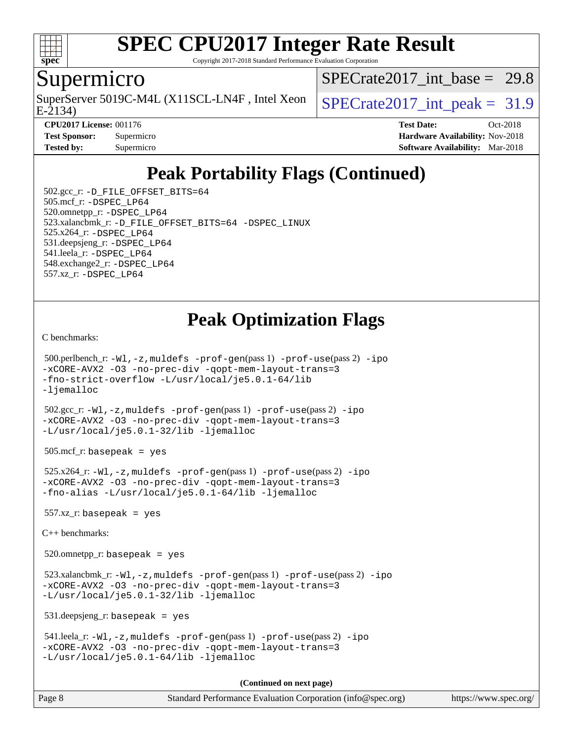## Peak Portability Flags (Continued)

502.gcc_r: -D_FILE_OFFSET_BITS=64
505.mcf_r: -DSPEC_LP64
520.omnetpp_r: -DSPEC_LP64
523.xalancbmk_r: -D_FILE_OFFSET_BITS=64 -DSPEC_LINUX
525.x264_r: -DSPEC_LP64
531.deepsjeng_r: -DSPEC_LP64
541.leela_r: -DSPEC_LP64
548.exchange2_r: -DSPEC_LP64
557.xz_r: -DSPEC_LP64

## Peak Optimization Flags

C benchmarks:

500.perlbench_r: -Wl,-z,muldefs -prof-gen(pass 1) -prof-use(pass 2) -ipo -xCORE-AVX2 -O3 -no-prec-div -qopt-mem-layout-trans=3 -fno-strict-overflow -L/usr/local/je5.0.1-64/lib -ljemalloc

502.gcc_r: -Wl,-z,muldefs -prof-gen(pass 1) -prof-use(pass 2) -ipo -xCORE-AVX2 -O3 -no-prec-div -qopt-mem-layout-trans=3 -L/usr/local/je5.0.1-32/lib -ljemalloc

505.mcf_r: basepeak = yes

525.x264_r: -Wl,-z,muldefs -prof-gen(pass 1) -prof-use(pass 2) -ipo -xCORE-AVX2 -O3 -no-prec-div -qopt-mem-layout-trans=3 -fno-alias -L/usr/local/je5.0.1-64/lib -ljemalloc

557.xz_r: basepeak = yes

C++ benchmarks:

520.omnetpp_r: basepeak = yes

523.xalancbmk_r: -Wl,-z,muldefs -prof-gen(pass 1) -prof-use(pass 2) -ipo -xCORE-AVX2 -O3 -no-prec-div -qopt-mem-layout-trans=3 -L/usr/local/je5.0.1-32/lib -ljemalloc

531.deepsjeng_r: basepeak = yes

541.leela_r: -Wl,-z,muldefs -prof-gen(pass 1) -prof-use(pass 2) -ipo -xCORE-AVX2 -O3 -no-prec-div -qopt-mem-layout-trans=3 -L/usr/local/je5.0.1-64/lib -ljemalloc

**(Continued on next page)**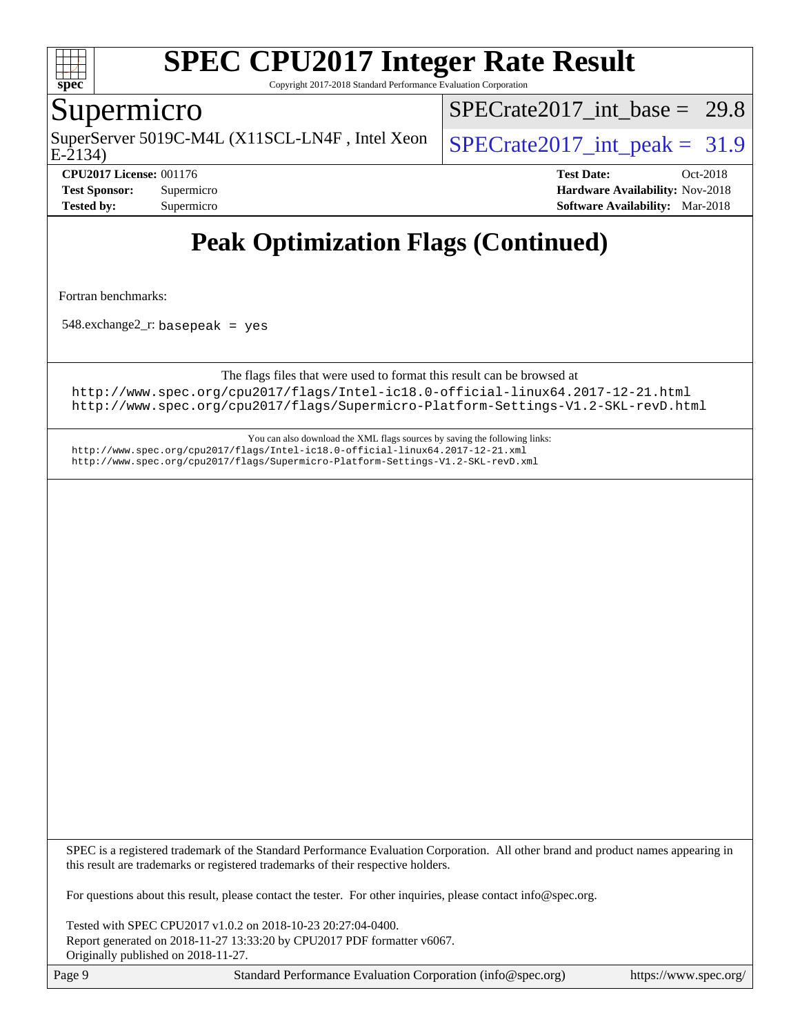# Peak Optimization Flags (Continued)

Fortran benchmarks:

548.exchange2_r: `basepeak = yes`

The flags files that were used to format this result can be browsed at

http://www.spec.org/cpu2017/flags/Intel-ic18.0-official-linux64.2017-12-21.html
http://www.spec.org/cpu2017/flags/Supermicro-Platform-Settings-V1.2-SKL-revD.html

You can also download the XML flags sources by saving the following links:

http://www.spec.org/cpu2017/flags/Intel-ic18.0-official-linux64.2017-12-21.xml
http://www.spec.org/cpu2017/flags/Supermicro-Platform-Settings-V1.2-SKL-revD.xml

SPEC is a registered trademark of the Standard Performance Evaluation Corporation. All other brand and product names appearing in this result are trademarks or registered trademarks of their respective holders.

For questions about this result, please contact the tester. For other inquiries, please contact info@spec.org.

Tested with SPEC CPU2017 v1.0.2 on 2018-10-23 20:27:04-0400.
Report generated on 2018-11-27 13:33:20 by CPU2017 PDF formatter v6067.
Originally published on 2018-11-27.